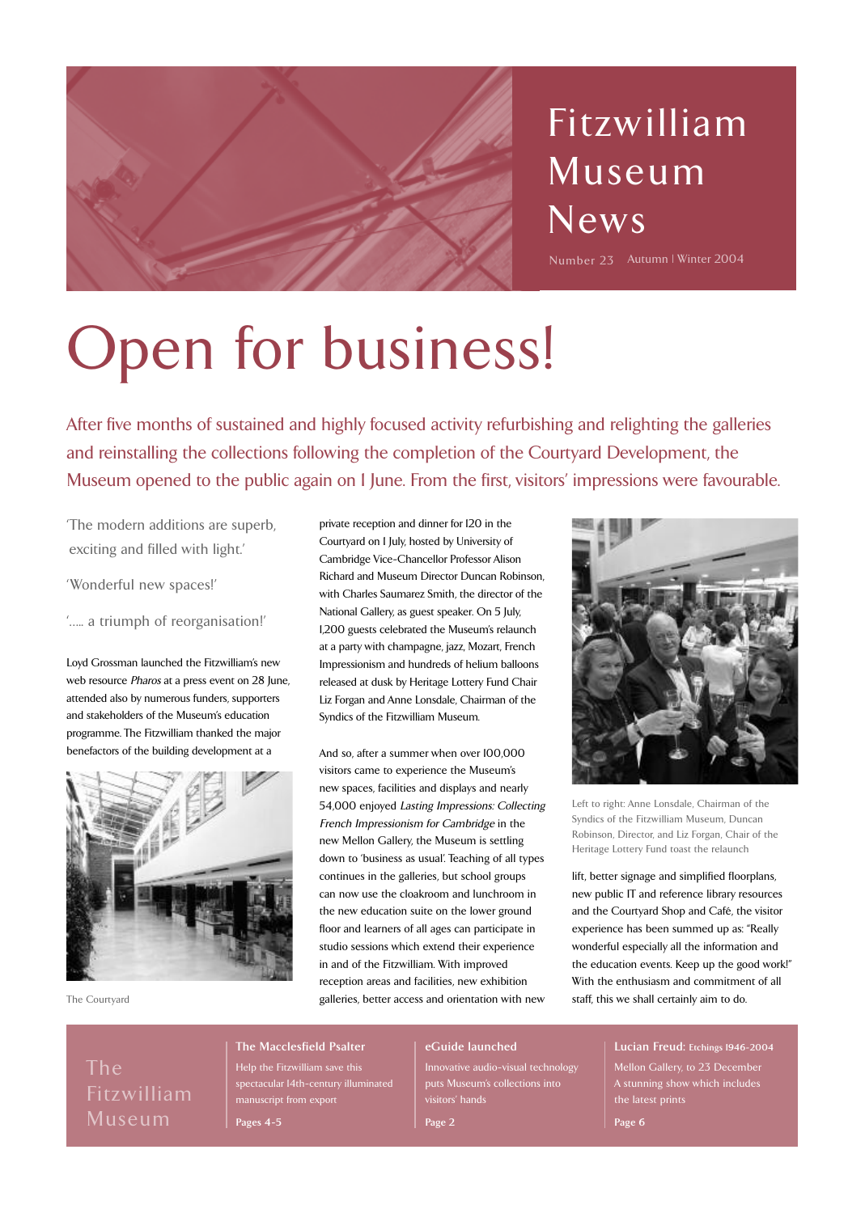# Fitzwilliam Museum News

Number 23 Autumn | Winter 2004

# Open for business!

After five months of sustained and highly focused activity refurbishing and relighting the galleries and reinstalling the collections following the completion of the Courtyard Development, the Museum opened to the public again on 1 June. From the first, visitors' impressions were favourable.

'The modern additions are superb, exciting and filled with light.'

'Wonderful new spaces!'

'..... a triumph of reorganisation!'

Loyd Grossman launched the Fitzwilliam's new web resource *Pharos* at a press event on 28 June, attended also by numerous funders, supporters and stakeholders of the Museum's education programme. The Fitzwilliam thanked the major benefactors of the building development at a private reception and dinner for 120 in the Courtyard on 1 July, hosted by University of Cambridge Vice-Chancellor Professor Alison Richard and Museum Director Duncan Robinson, with Charles Saumarez Smith, the director of the National Gallery, as guest speaker. On 5 July, 1,200 guests celebrated the Museum's relaunch at a party with champagne, jazz, Mozart, French Impressionism and hundreds of helium balloons released at dusk by Heritage Lottery Fund Chair Liz Forgan and Anne Lonsdale, Chairman of the Syndics of the Fitzwilliam Museum.

The Courtyard

And so, after a summer when over 100,000 visitors came to experience the Museum's new spaces, facilities and displays and nearly 54,000 enjoyed *Lasting Impressions: Collecting French Impressionism for Cambridge* in the new Mellon Gallery, the Museum is settling down to 'business as usual'. Teaching of all types continues in the galleries, but school groups can now use the cloakroom and lunchroom in the new education suite on the lower ground floor and learners of all ages can participate in studio sessions which extend their experience in and of the Fitzwilliam. With improved reception areas and facilities, new exhibition galleries, better access and orientation with new lift, better signage and simplified floorplans, new public IT and reference library resources and the Courtyard Shop and Café, the visitor experience has been summed up as: "Really wonderful especially all the information and the education events. Keep up the good work!" With the enthusiasm and commitment of all staff, this we shall certainly aim to do.

Left to right: Anne Lonsdale, Chairman of the Syndics of the Fitzwilliam Museum, Duncan Robinson, Director, and Liz Forgan, Chair of the Heritage Lottery Fund toast the relaunch

---

The Fitzwilliam Museum

**The Macclesfield Psalter**
Help the Fitzwilliam save this spectacular 14th-century illuminated manuscript from export
Pages 4-5

**eGuide launched**
Innovative audio-visual technology puts Museum's collections into visitors' hands
Page 2

**Lucian Freud: Etchings 1946-2004**
Mellon Gallery, to 23 December
A stunning show which includes the latest prints
Page 6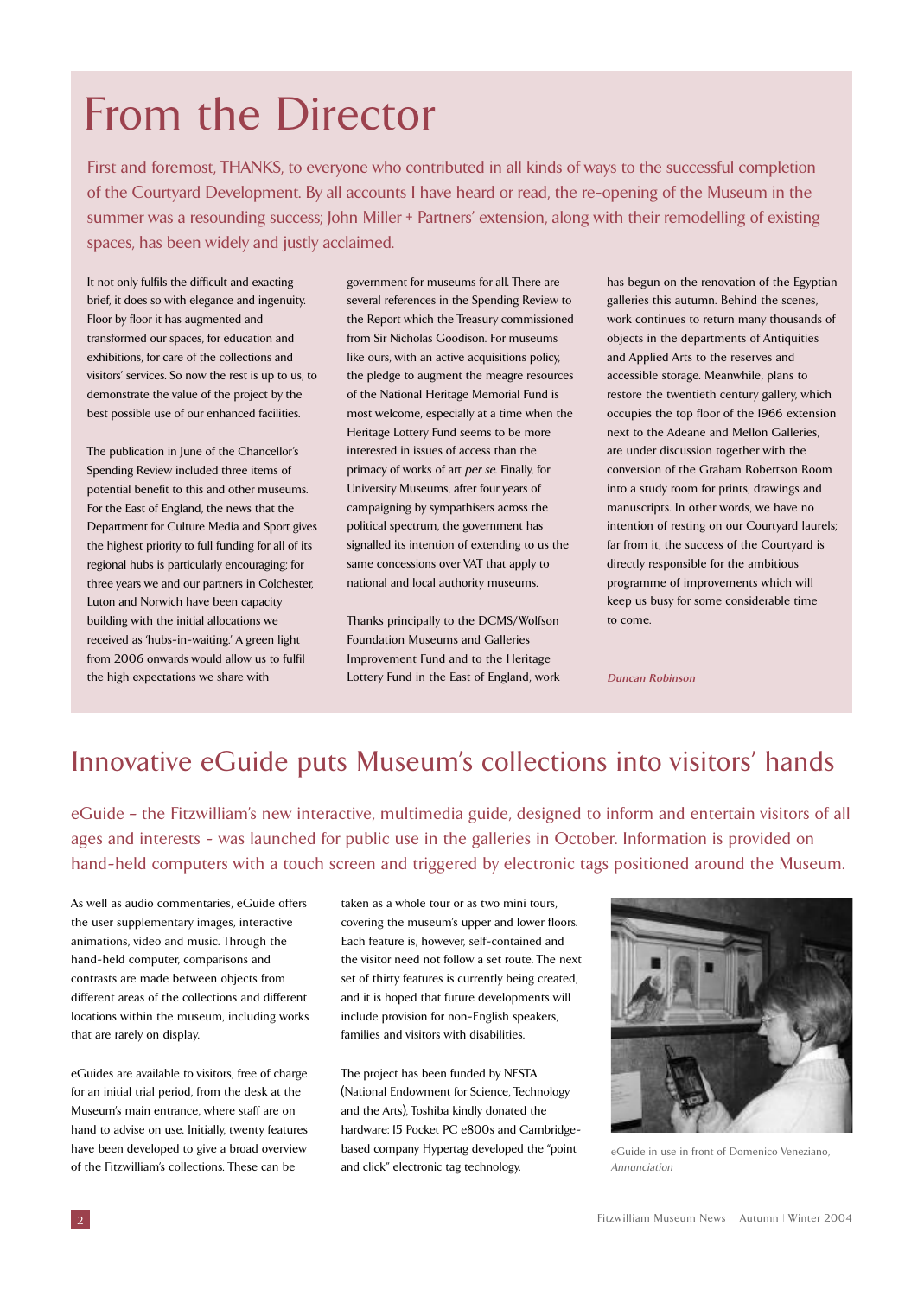# From the Director

First and foremost, THANKS, to everyone who contributed in all kinds of ways to the successful completion of the Courtyard Development. By all accounts I have heard or read, the re-opening of the Museum in the summer was a resounding success; John Miller + Partners' extension, along with their remodelling of existing spaces, has been widely and justly acclaimed.

It not only fulfils the difficult and exacting brief, it does so with elegance and ingenuity. Floor by floor it has augmented and transformed our spaces, for education and exhibitions, for care of the collections and visitors' services. So now the rest is up to us, to demonstrate the value of the project by the best possible use of our enhanced facilities.

The publication in June of the Chancellor's Spending Review included three items of potential benefit to this and other museums. For the East of England, the news that the Department for Culture Media and Sport gives the highest priority to full funding for all of its regional hubs is particularly encouraging; for three years we and our partners in Colchester, Luton and Norwich have been capacity building with the initial allocations we received as 'hubs-in-waiting.' A green light from 2006 onwards would allow us to fulfil the high expectations we share with government for museums for all. There are several references in the Spending Review to the Report which the Treasury commissioned from Sir Nicholas Goodison. For museums like ours, with an active acquisitions policy, the pledge to augment the meagre resources of the National Heritage Memorial Fund is most welcome, especially at a time when the Heritage Lottery Fund seems to be more interested in issues of access than the primacy of works of art *per se*. Finally, for University Museums, after four years of campaigning by sympathisers across the political spectrum, the government has signalled its intention of extending to us the same concessions over VAT that apply to national and local authority museums.

Thanks principally to the DCMS/Wolfson Foundation Museums and Galleries Improvement Fund and to the Heritage Lottery Fund in the East of England, work has begun on the renovation of the Egyptian galleries this autumn. Behind the scenes, work continues to return many thousands of objects in the departments of Antiquities and Applied Arts to the reserves and accessible storage. Meanwhile, plans to restore the twentieth century gallery, which occupies the top floor of the 1966 extension next to the Adeane and Mellon Galleries, are under discussion together with the conversion of the Graham Robertson Room into a study room for prints, drawings and manuscripts. In other words, we have no intention of resting on our Courtyard laurels; far from it, the success of the Courtyard is directly responsible for the ambitious programme of improvements which will keep us busy for some considerable time to come.

*Duncan Robinson*

# Innovative eGuide puts Museum's collections into visitors' hands

eGuide – the Fitzwilliam's new interactive, multimedia guide, designed to inform and entertain visitors of all ages and interests - was launched for public use in the galleries in October. Information is provided on hand-held computers with a touch screen and triggered by electronic tags positioned around the Museum.

As well as audio commentaries, eGuide offers the user supplementary images, interactive animations, video and music. Through the hand-held computer, comparisons and contrasts are made between objects from different areas of the collections and different locations within the museum, including works that are rarely on display.

eGuides are available to visitors, free of charge for an initial trial period, from the desk at the Museum's main entrance, where staff are on hand to advise on use. Initially, twenty features have been developed to give a broad overview of the Fitzwilliam's collections. These can be taken as a whole tour or as two mini tours, covering the museum's upper and lower floors. Each feature is, however, self-contained and the visitor need not follow a set route. The next set of thirty features is currently being created, and it is hoped that future developments will include provision for non-English speakers, families and visitors with disabilities.

The project has been funded by NESTA (National Endowment for Science, Technology and the Arts), Toshiba kindly donated the hardware: 15 Pocket PC e800s and Cambridge-based company Hypertag developed the "point and click" electronic tag technology.

eGuide in use in front of Domenico Veneziano, *Annunciation*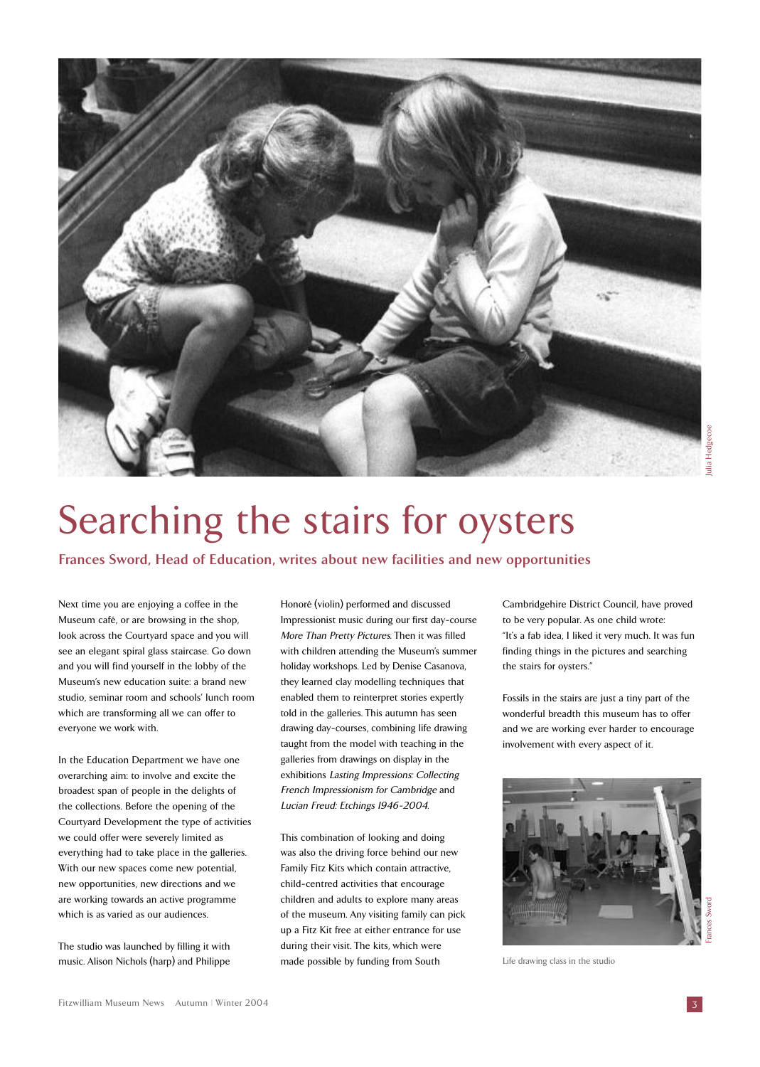# Searching the stairs for oysters

**Frances Sword, Head of Education, writes about new facilities and new opportunities**

Next time you are enjoying a coffee in the Museum café, or are browsing in the shop, look across the Courtyard space and you will see an elegant spiral glass staircase. Go down and you will find yourself in the lobby of the Museum's new education suite: a brand new studio, seminar room and schools' lunch room which are transforming all we can offer to everyone we work with.

In the Education Department we have one overarching aim: to involve and excite the broadest span of people in the delights of the collections. Before the opening of the Courtyard Development the type of activities we could offer were severely limited as everything had to take place in the galleries. With our new spaces come new potential, new opportunities, new directions and we are working towards an active programme which is as varied as our audiences.

The studio was launched by filling it with music. Alison Nichols (harp) and Philippe Honoré (violin) performed and discussed Impressionist music during our first day-course *More Than Pretty Pictures*. Then it was filled with children attending the Museum's summer holiday workshops. Led by Denise Casanova, they learned clay modelling techniques that enabled them to reinterpret stories expertly told in the galleries. This autumn has seen drawing day-courses, combining life drawing taught from the model with teaching in the galleries from drawings on display in the exhibitions *Lasting Impressions: Collecting French Impressionism for Cambridge* and *Lucian Freud: Etchings 1946–2004*.

This combination of looking and doing was also the driving force behind our new Family Fitz Kits which contain attractive, child-centred activities that encourage children and adults to explore many areas of the museum. Any visiting family can pick up a Fitz Kit free at either entrance for use during their visit. The kits, which were made possible by funding from South Cambridgehire District Council, have proved to be very popular. As one child wrote: "It's a fab idea, I liked it very much. It was fun finding things in the pictures and searching the stairs for oysters."

Fossils in the stairs are just a tiny part of the wonderful breadth this museum has to offer and we are working ever harder to encourage involvement with every aspect of it.

Life drawing class in the studio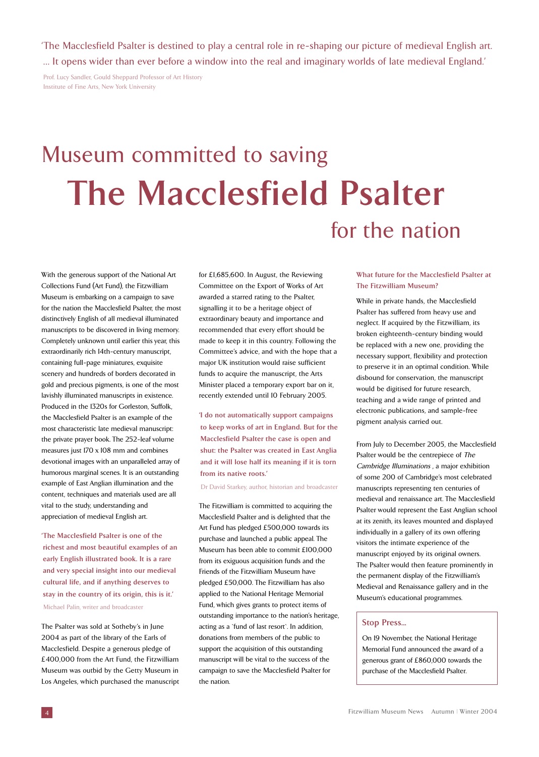> 'The Macclesfield Psalter is destined to play a central role in re-shaping our picture of medieval English art. … It opens wider than ever before a window into the real and imaginary worlds of late medieval England.'
>
> Prof. Lucy Sandler, Gould Sheppard Professor of Art History
> Institute of Fine Arts, New York University

# Museum committed to saving The Macclesfield Psalter for the nation

With the generous support of the National Art Collections Fund (Art Fund), the Fitzwilliam Museum is embarking on a campaign to save for the nation the Macclesfield Psalter, the most distinctively English of all medieval illuminated manuscripts to be discovered in living memory. Completely unknown until earlier this year, this extraordinarily rich 14th-century manuscript, containing full-page miniatures, exquisite scenery and hundreds of borders decorated in gold and precious pigments, is one of the most lavishly illuminated manuscripts in existence. Produced in the 1320s for Gorleston, Suffolk, the Macclesfield Psalter is an example of the most characteristic late medieval manuscript: the private prayer book. The 252-leaf volume measures just 170 x 108 mm and combines devotional images with an unparalleled array of humorous marginal scenes. It is an outstanding example of East Anglian illumination and the content, techniques and materials used are all vital to the study, understanding and appreciation of medieval English art.

> **'The Macclesfield Psalter is one of the richest and most beautiful examples of an early English illustrated book. It is a rare and very special insight into our medieval cultural life, and if anything deserves to stay in the country of its origin, this is it.'**
>
> Michael Palin, writer and broadcaster

The Psalter was sold at Sotheby's in June 2004 as part of the library of the Earls of Macclesfield. Despite a generous pledge of £400,000 from the Art Fund, the Fitzwilliam Museum was outbid by the Getty Museum in Los Angeles, which purchased the manuscript for £1,685,600. In August, the Reviewing Committee on the Export of Works of Art awarded a starred rating to the Psalter, signalling it to be a heritage object of extraordinary beauty and importance and recommended that every effort should be made to keep it in this country. Following the Committee's advice, and with the hope that a major UK institution would raise sufficient funds to acquire the manuscript, the Arts Minister placed a temporary export bar on it, recently extended until 10 February 2005.

> **'I do not automatically support campaigns to keep works of art in England. But for the Macclesfield Psalter the case is open and shut: the Psalter was created in East Anglia and it will lose half its meaning if it is torn from its native roots.'**
>
> Dr David Starkey, author, historian and broadcaster

The Fitzwilliam is committed to acquiring the Macclesfield Psalter and is delighted that the Art Fund has pledged £500,000 towards its purchase and launched a public appeal. The Museum has been able to commit £100,000 from its exiguous acquisition funds and the Friends of the Fitzwilliam Museum have pledged £50,000. The Fitzwilliam has also applied to the National Heritage Memorial Fund, which gives grants to protect items of outstanding importance to the nation's heritage, acting as a 'fund of last resort'. In addition, donations from members of the public to support the acquisition of this outstanding manuscript will be vital to the success of the campaign to save the Macclesfield Psalter for the nation.

### What future for the Macclesfield Psalter at The Fitzwilliam Museum?

While in private hands, the Macclesfield Psalter has suffered from heavy use and neglect. If acquired by the Fitzwilliam, its broken eighteenth-century binding would be replaced with a new one, providing the necessary support, flexibility and protection to preserve it in an optimal condition. While disbound for conservation, the manuscript would be digitised for future research, teaching and a wide range of printed and electronic publications, and sample-free pigment analysis carried out.

From July to December 2005, the Macclesfield Psalter would be the centrepiece of *The Cambridge Illuminations*, a major exhibition of some 200 of Cambridge's most celebrated manuscripts representing ten centuries of medieval and renaissance art. The Macclesfield Psalter would represent the East Anglian school at its zenith, its leaves mounted and displayed individually in a gallery of its own offering visitors the intimate experience of the manuscript enjoyed by its original owners. The Psalter would then feature prominently in the permanent display of the Fitzwilliam's Medieval and Renaissance gallery and in the Museum's educational programmes.

### Stop Press…

On 19 November, the National Heritage Memorial Fund announced the award of a generous grant of £860,000 towards the purchase of the Macclesfield Psalter.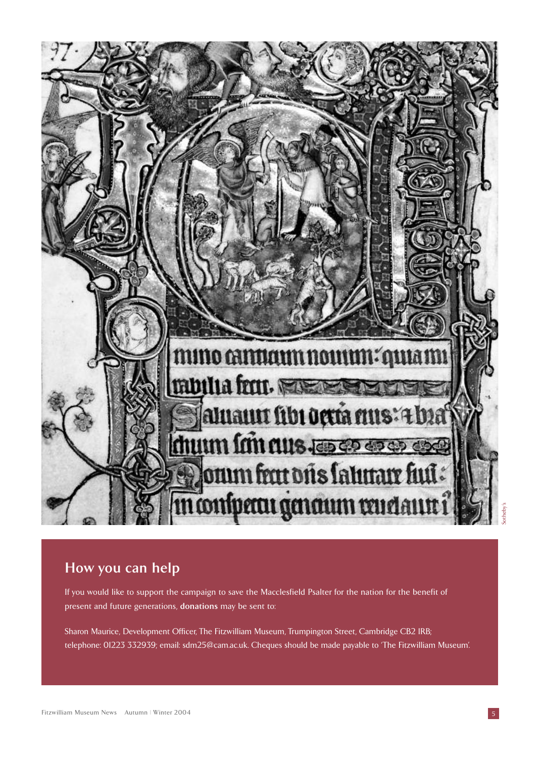## How you can help

If you would like to support the campaign to save the Macclesfield Psalter for the nation for the benefit of present and future generations, **donations** may be sent to:

Sharon Maurice, Development Officer, The Fitzwilliam Museum, Trumpington Street, Cambridge CB2 1RB; telephone: 01223 332939; email: sdm25@cam.ac.uk. Cheques should be made payable to 'The Fitzwilliam Museum'.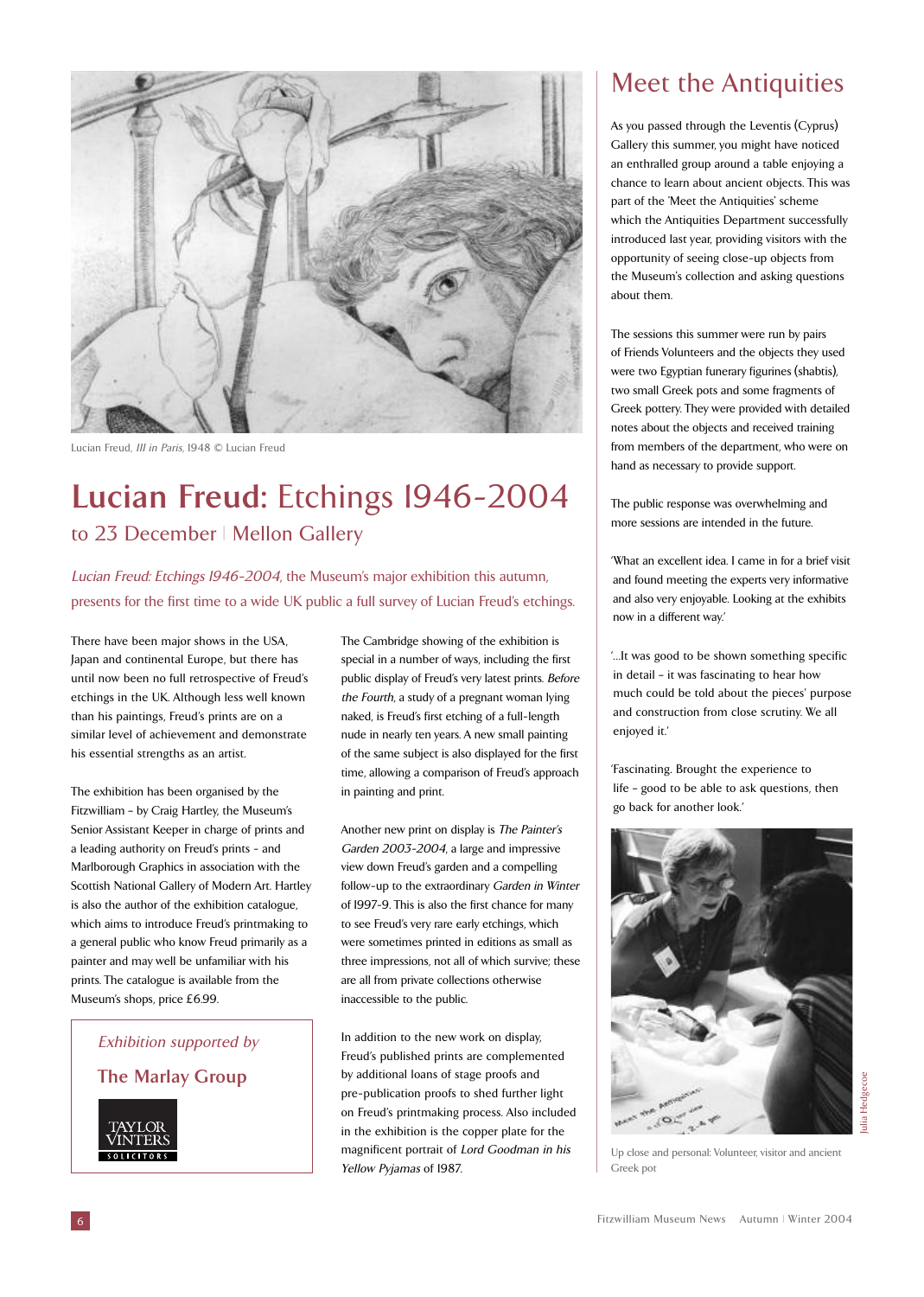Lucian Freud, *Ill in Paris*, 1948 © Lucian Freud

# **Lucian Freud:** Etchings 1946-2004

## to 23 December | Mellon Gallery

*Lucian Freud: Etchings 1946-2004*, the Museum's major exhibition this autumn, presents for the first time to a wide UK public a full survey of Lucian Freud's etchings.

There have been major shows in the USA, Japan and continental Europe, but there has until now been no full retrospective of Freud's etchings in the UK. Although less well known than his paintings, Freud's prints are on a similar level of achievement and demonstrate his essential strengths as an artist.

The exhibition has been organised by the Fitzwilliam - by Craig Hartley, the Museum's Senior Assistant Keeper in charge of prints and a leading authority on Freud's prints - and Marlborough Graphics in association with the Scottish National Gallery of Modern Art. Hartley is also the author of the exhibition catalogue, which aims to introduce Freud's printmaking to a general public who know Freud primarily as a painter and may well be unfamiliar with his prints. The catalogue is available from the Museum's shops, price £6.99.

*Exhibition supported by*

**The Marlay Group**

TAYLOR VINTERS SOLICITORS

The Cambridge showing of the exhibition is special in a number of ways, including the first public display of Freud's very latest prints. *Before the Fourth*, a study of a pregnant woman lying naked, is Freud's first etching of a full-length nude in nearly ten years. A new small painting of the same subject is also displayed for the first time, allowing a comparison of Freud's approach in painting and print.

Another new print on display is *The Painter's Garden 2003-2004*, a large and impressive view down Freud's garden and a compelling follow-up to the extraordinary *Garden in Winter* of 1997-9. This is also the first chance for many to see Freud's very rare early etchings, which were sometimes printed in editions as small as three impressions, not all of which survive; these are all from private collections otherwise inaccessible to the public.

In addition to the new work on display, Freud's published prints are complemented by additional loans of stage proofs and pre-publication proofs to shed further light on Freud's printmaking process. Also included in the exhibition is the copper plate for the magnificent portrait of *Lord Goodman in his Yellow Pyjamas* of 1987.

# Meet the Antiquities

As you passed through the Leventis (Cyprus) Gallery this summer, you might have noticed an enthralled group around a table enjoying a chance to learn about ancient objects. This was part of the 'Meet the Antiquities' scheme which the Antiquities Department successfully introduced last year, providing visitors with the opportunity of seeing close-up objects from the Museum's collection and asking questions about them.

The sessions this summer were run by pairs of Friends Volunteers and the objects they used were two Egyptian funerary figurines (shabtis), two small Greek pots and some fragments of Greek pottery. They were provided with detailed notes about the objects and received training from members of the department, who were on hand as necessary to provide support.

The public response was overwhelming and more sessions are intended in the future.

'What an excellent idea. I came in for a brief visit and found meeting the experts very informative and also very enjoyable. Looking at the exhibits now in a different way.'

'...It was good to be shown something specific in detail - it was fascinating to hear how much could be told about the pieces' purpose and construction from close scrutiny. We all enjoyed it.'

'Fascinating. Brought the experience to life - good to be able to ask questions, then go back for another look.'

Julia Hedgecoe

Up close and personal: Volunteer, visitor and ancient Greek pot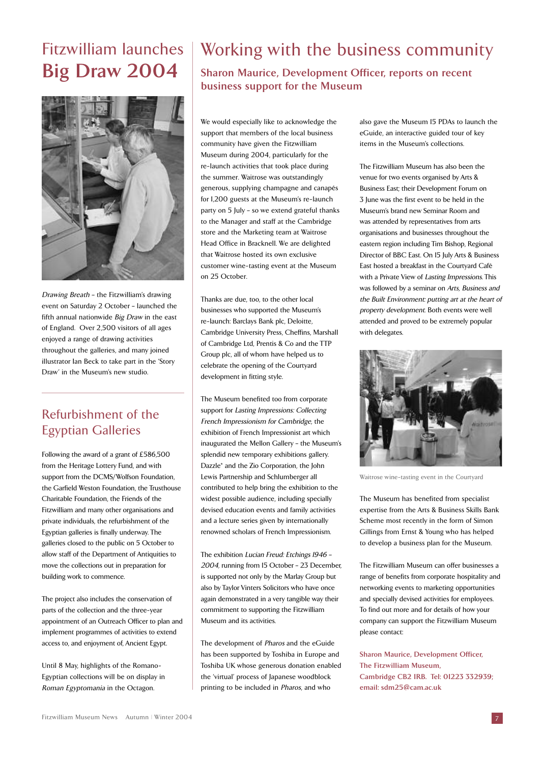# Fitzwilliam launches **Big Draw 2004**

*Drawing Breath* – the Fitzwilliam's drawing event on Saturday 2 October – launched the fifth annual nationwide *Big Draw* in the east of England. Over 2,500 visitors of all ages enjoyed a range of drawing activities throughout the galleries, and many joined illustrator Ian Beck to take part in the 'Story Draw' in the Museum's new studio.

## Refurbishment of the Egyptian Galleries

Following the award of a grant of £586,500 from the Heritage Lottery Fund, and with support from the DCMS/Wolfson Foundation, the Garfield Weston Foundation, the Trusthouse Charitable Foundation, the Friends of the Fitzwilliam and many other organisations and private individuals, the refurbishment of the Egyptian galleries is finally underway. The galleries closed to the public on 5 October to allow staff of the Department of Antiquities to move the collections out in preparation for building work to commence.

The project also includes the conservation of parts of the collection and the three-year appointment of an Outreach Officer to plan and implement programmes of activities to extend access to, and enjoyment of, Ancient Egypt.

Until 8 May, highlights of the Romano-Egyptian collections will be on display in *Roman Egyptomania* in the Octagon.

# Working with the business community

### Sharon Maurice, Development Officer, reports on recent business support for the Museum

We would especially like to acknowledge the support that members of the local business community have given the Fitzwilliam Museum during 2004, particularly for the re-launch activities that took place during the summer. Waitrose was outstandingly generous, supplying champagne and canapés for 1,200 guests at the Museum's re-launch party on 5 July – so we extend grateful thanks to the Manager and staff at the Cambridge store and the Marketing team at Waitrose Head Office in Bracknell. We are delighted that Waitrose hosted its own exclusive customer wine-tasting event at the Museum on 25 October.

Thanks are due, too, to the other local businesses who supported the Museum's re-launch: Barclays Bank plc, Deloitte, Cambridge University Press, Cheffins, Marshall of Cambridge Ltd, Prentis & Co and the TTP Group plc, all of whom have helped us to celebrate the opening of the Courtyard development in fitting style.

The Museum benefited too from corporate support for *Lasting Impressions: Collecting French Impressionism for Cambridge*, the exhibition of French Impressionist art which inaugurated the Mellon Gallery – the Museum's splendid new temporary exhibitions gallery. Dazzle* and the Zio Corporation, the John Lewis Partnership and Schlumberger all contributed to help bring the exhibition to the widest possible audience, including specially devised education events and family activities and a lecture series given by internationally renowned scholars of French Impressionism.

The exhibition *Lucian Freud: Etchings 1946 – 2004*, running from 15 October – 23 December, is supported not only by the Marlay Group but also by Taylor Vinters Solicitors who have once again demonstrated in a very tangible way their commitment to supporting the Fitzwilliam Museum and its activities.

The development of *Pharos* and the eGuide has been supported by Toshiba in Europe and Toshiba UK whose generous donation enabled the 'virtual' process of Japanese woodblock printing to be included in *Pharos*, and who also gave the Museum 15 PDAs to launch the eGuide, an interactive guided tour of key items in the Museum's collections.

The Fitzwilliam Museum has also been the venue for two events organised by Arts & Business East; their Development Forum on 3 June was the first event to be held in the Museum's brand new Seminar Room and was attended by representatives from arts organisations and businesses throughout the eastern region including Tim Bishop, Regional Director of BBC East. On 15 July Arts & Business East hosted a breakfast in the Courtyard Café with a Private View of *Lasting Impressions*. This was followed by a seminar on *Arts, Business and the Built Environment: putting art at the heart of property development*. Both events were well attended and proved to be extremely popular with delegates.

Waitrose wine-tasting event in the Courtyard

The Museum has benefited from specialist expertise from the Arts & Business Skills Bank Scheme most recently in the form of Simon Gillings from Ernst & Young who has helped to develop a business plan for the Museum.

The Fitzwilliam Museum can offer businesses a range of benefits from corporate hospitality and networking events to marketing opportunities and specially devised activities for employees. To find out more and for details of how your company can support the Fitzwilliam Museum please contact:

**Sharon Maurice, Development Officer, The Fitzwilliam Museum, Cambridge CB2 1RB. Tel: 01223 332939; email: sdm25@cam.ac.uk**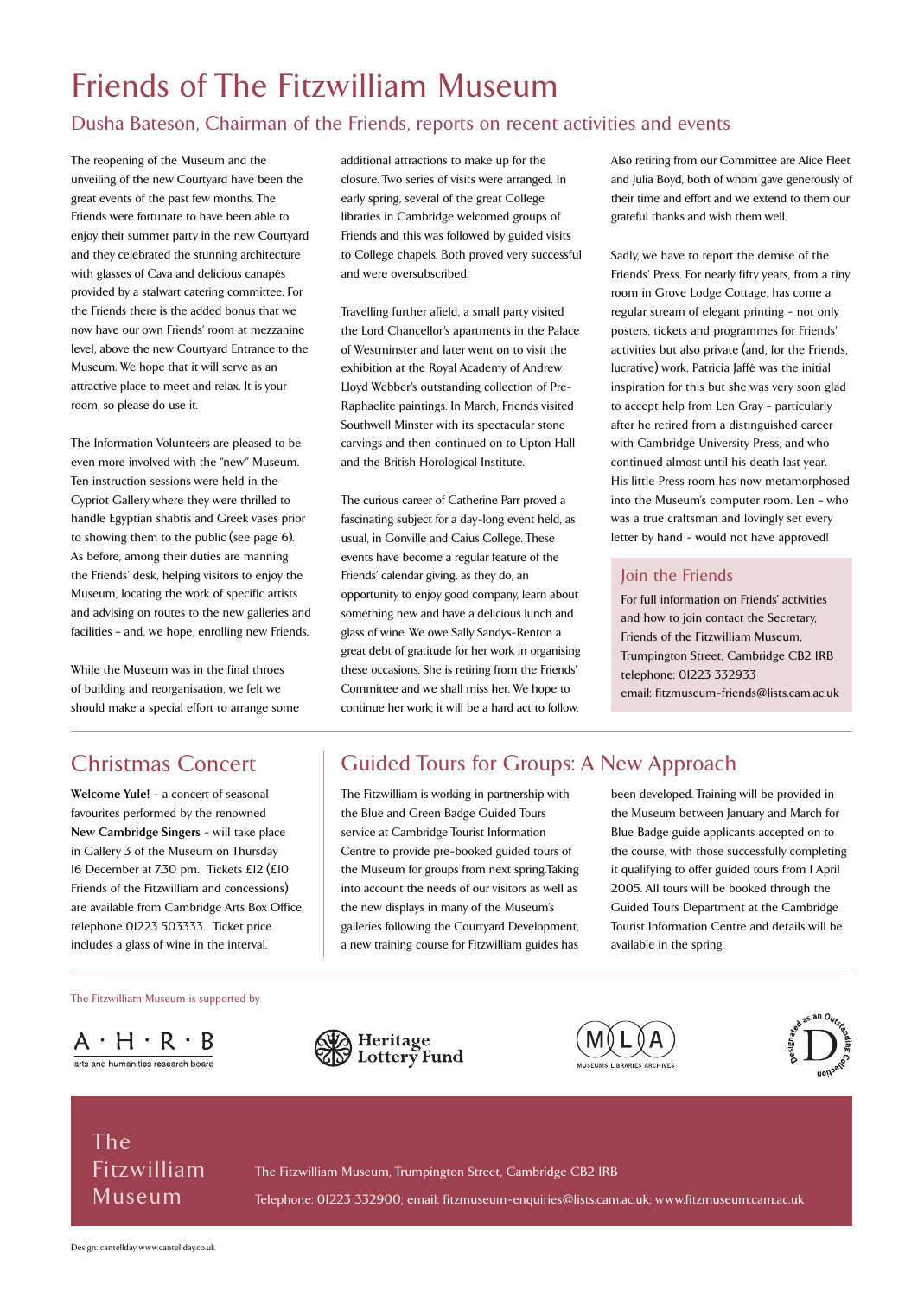# Friends of The Fitzwilliam Museum

## Dusha Bateson, Chairman of the Friends, reports on recent activities and events

The reopening of the Museum and the unveiling of the new Courtyard have been the great events of the past few months. The Friends were fortunate to have been able to enjoy their summer party in the new Courtyard and they celebrated the stunning architecture with glasses of Cava and delicious canapés provided by a stalwart catering committee. For the Friends there is the added bonus that we now have our own Friends' room at mezzanine level, above the new Courtyard Entrance to the Museum. We hope that it will serve as an attractive place to meet and relax. It is your room, so please do use it.

The Information Volunteers are pleased to be even more involved with the "new" Museum. Ten instruction sessions were held in the Cypriot Gallery where they were thrilled to handle Egyptian shabtis and Greek vases prior to showing them to the public (see page 6). As before, among their duties are manning the Friends' desk, helping visitors to enjoy the Museum, locating the work of specific artists and advising on routes to the new galleries and facilities – and, we hope, enrolling new Friends.

While the Museum was in the final throes of building and reorganisation, we felt we should make a special effort to arrange some additional attractions to make up for the closure. Two series of visits were arranged. In early spring, several of the great College libraries in Cambridge welcomed groups of Friends and this was followed by guided visits to College chapels. Both proved very successful and were oversubscribed.

Travelling further afield, a small party visited the Lord Chancellor's apartments in the Palace of Westminster and later went on to visit the exhibition at the Royal Academy of Andrew Lloyd Webber's outstanding collection of Pre-Raphaelite paintings. In March, Friends visited Southwell Minster with its spectacular stone carvings and then continued on to Upton Hall and the British Horological Institute.

The curious career of Catherine Parr proved a fascinating subject for a day-long event held, as usual, in Gonville and Caius College. These events have become a regular feature of the Friends' calendar giving, as they do, an opportunity to enjoy good company, learn about something new and have a delicious lunch and glass of wine. We owe Sally Sandys-Renton a great debt of gratitude for her work in organising these occasions. She is retiring from the Friends' Committee and we shall miss her. We hope to continue her work; it will be a hard act to follow.

Also retiring from our Committee are Alice Fleet and Julia Boyd, both of whom gave generously of their time and effort and we extend to them our grateful thanks and wish them well.

Sadly, we have to report the demise of the Friends' Press. For nearly fifty years, from a tiny room in Grove Lodge Cottage, has come a regular stream of elegant printing – not only posters, tickets and programmes for Friends' activities but also private (and, for the Friends, lucrative) work. Patricia Jaffé was the initial inspiration for this but she was very soon glad to accept help from Len Gray – particularly after he retired from a distinguished career with Cambridge University Press, and who continued almost until his death last year. His little Press room has now metamorphosed into the Museum's computer room. Len – who was a true craftsman and lovingly set every letter by hand – would not have approved!

### Join the Friends

For full information on Friends' activities and how to join contact the Secretary, Friends of the Fitzwilliam Museum, Trumpington Street, Cambridge CB2 1RB
telephone: 01223 332933
email: fitzmuseum-friends@lists.cam.ac.uk

## Christmas Concert

**Welcome Yule!** – a concert of seasonal favourites performed by the renowned **New Cambridge Singers** – will take place in Gallery 3 of the Museum on Thursday 16 December at 7.30 pm. Tickets £12 (£10 Friends of the Fitzwilliam and concessions) are available from Cambridge Arts Box Office, telephone 01223 503333. Ticket price includes a glass of wine in the interval.

## Guided Tours for Groups: A New Approach

The Fitzwilliam is working in partnership with the Blue and Green Badge Guided Tours service at Cambridge Tourist Information Centre to provide pre-booked guided tours of the Museum for groups from next spring.Taking into account the needs of our visitors as well as the new displays in many of the Museum's galleries following the Courtyard Development, a new training course for Fitzwilliam guides has been developed. Training will be provided in the Museum between January and March for Blue Badge guide applicants accepted on to the course, with those successfully completing it qualifying to offer guided tours from 1 April 2005. All tours will be booked through the Guided Tours Department at the Cambridge Tourist Information Centre and details will be available in the spring.

The Fitzwilliam Museum is supported by

A · H · R · B arts and humanities research board

Heritage Lottery Fund

MLA Museums Libraries Archives

Designated as an Outstanding Collection

The Fitzwilliam Museum

The Fitzwilliam Museum, Trumpington Street, Cambridge CB2 1RB

Telephone: 01223 332900; email: fitzmuseum-enquiries@lists.cam.ac.uk; www.fitzmuseum.cam.ac.uk

Design: cantellday www.cantellday.co.uk